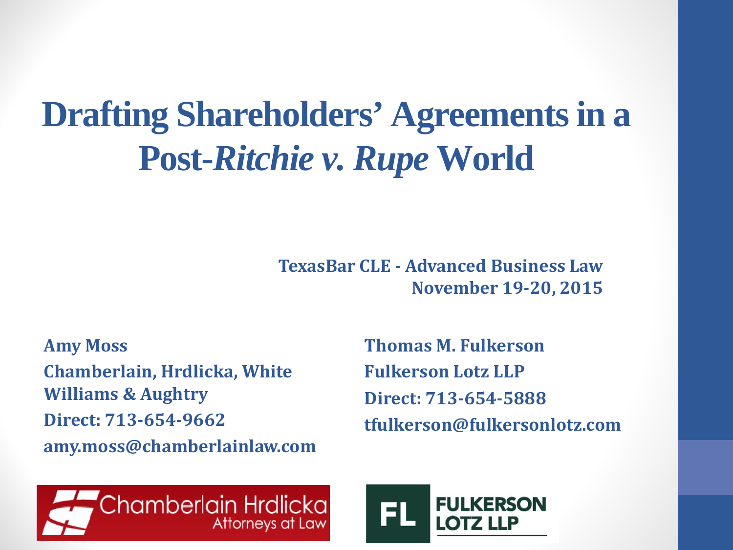# Drafting Shareholders' Agreements in a Post-*Ritchie v. Rupe* World

**TexasBar CLE - Advanced Business Law**
**November 19-20, 2015**

**Amy Moss**
**Chamberlain, Hrdlicka, White Williams & Aughtry**
**Direct: 713-654-9662**
**amy.moss@chamberlainlaw.com**

**Thomas M. Fulkerson**
**Fulkerson Lotz LLP**
**Direct: 713-654-5888**
**tfulkerson@fulkersonlotz.com**

Chamberlain Hrdlicka
Attorneys at Law

FL FULKERSON LOTZ LLP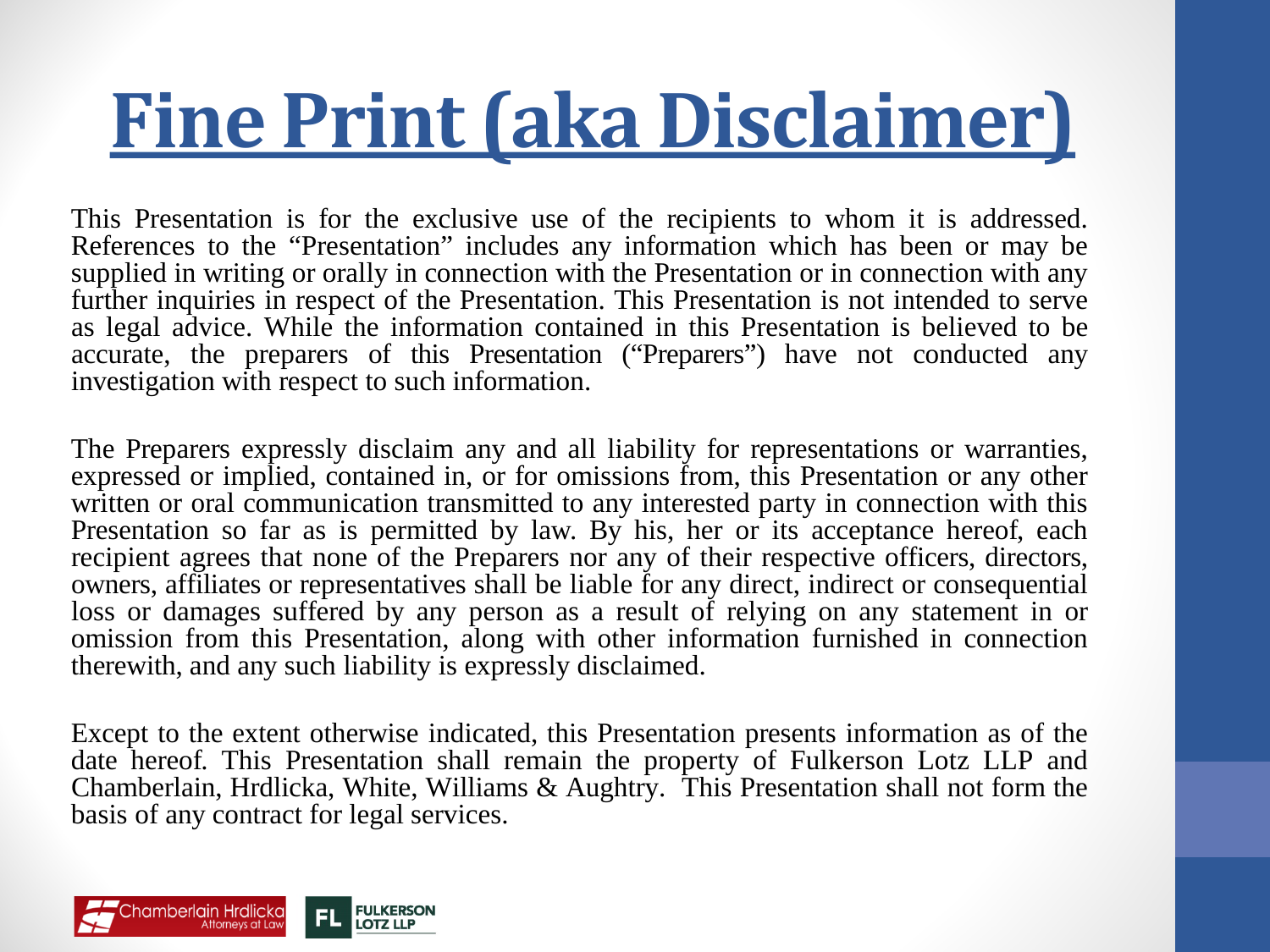# Fine Print (aka Disclaimer)

This Presentation is for the exclusive use of the recipients to whom it is addressed. References to the "Presentation" includes any information which has been or may be supplied in writing or orally in connection with the Presentation or in connection with any further inquiries in respect of the Presentation. This Presentation is not intended to serve as legal advice. While the information contained in this Presentation is believed to be accurate, the preparers of this Presentation ("Preparers") have not conducted any investigation with respect to such information.

The Preparers expressly disclaim any and all liability for representations or warranties, expressed or implied, contained in, or for omissions from, this Presentation or any other written or oral communication transmitted to any interested party in connection with this Presentation so far as is permitted by law. By his, her or its acceptance hereof, each recipient agrees that none of the Preparers nor any of their respective officers, directors, owners, affiliates or representatives shall be liable for any direct, indirect or consequential loss or damages suffered by any person as a result of relying on any statement in or omission from this Presentation, along with other information furnished in connection therewith, and any such liability is expressly disclaimed.

Except to the extent otherwise indicated, this Presentation presents information as of the date hereof. This Presentation shall remain the property of Fulkerson Lotz LLP and Chamberlain, Hrdlicka, White, Williams & Aughtry. This Presentation shall not form the basis of any contract for legal services.

Chamberlain Hrdlicka Attorneys at Law

FL FULKERSON LOTZ LLP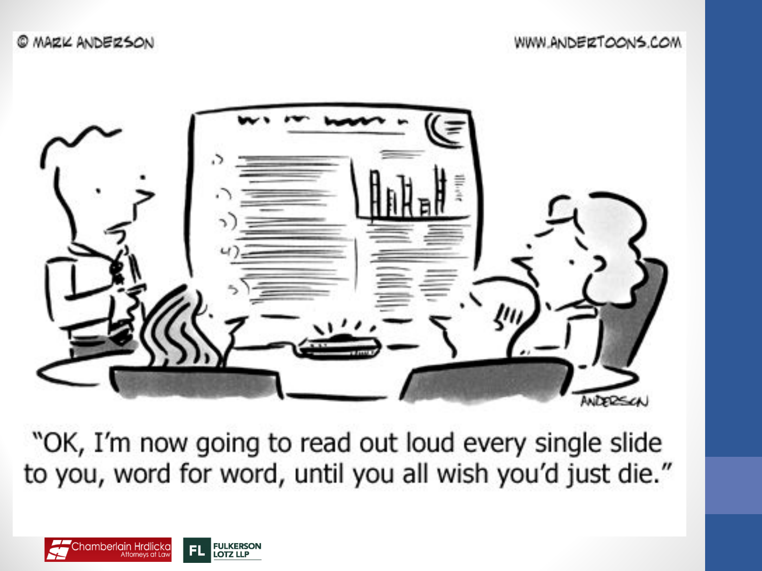"OK, I'm now going to read out loud every single slide to you, word for word, until you all wish you'd just die."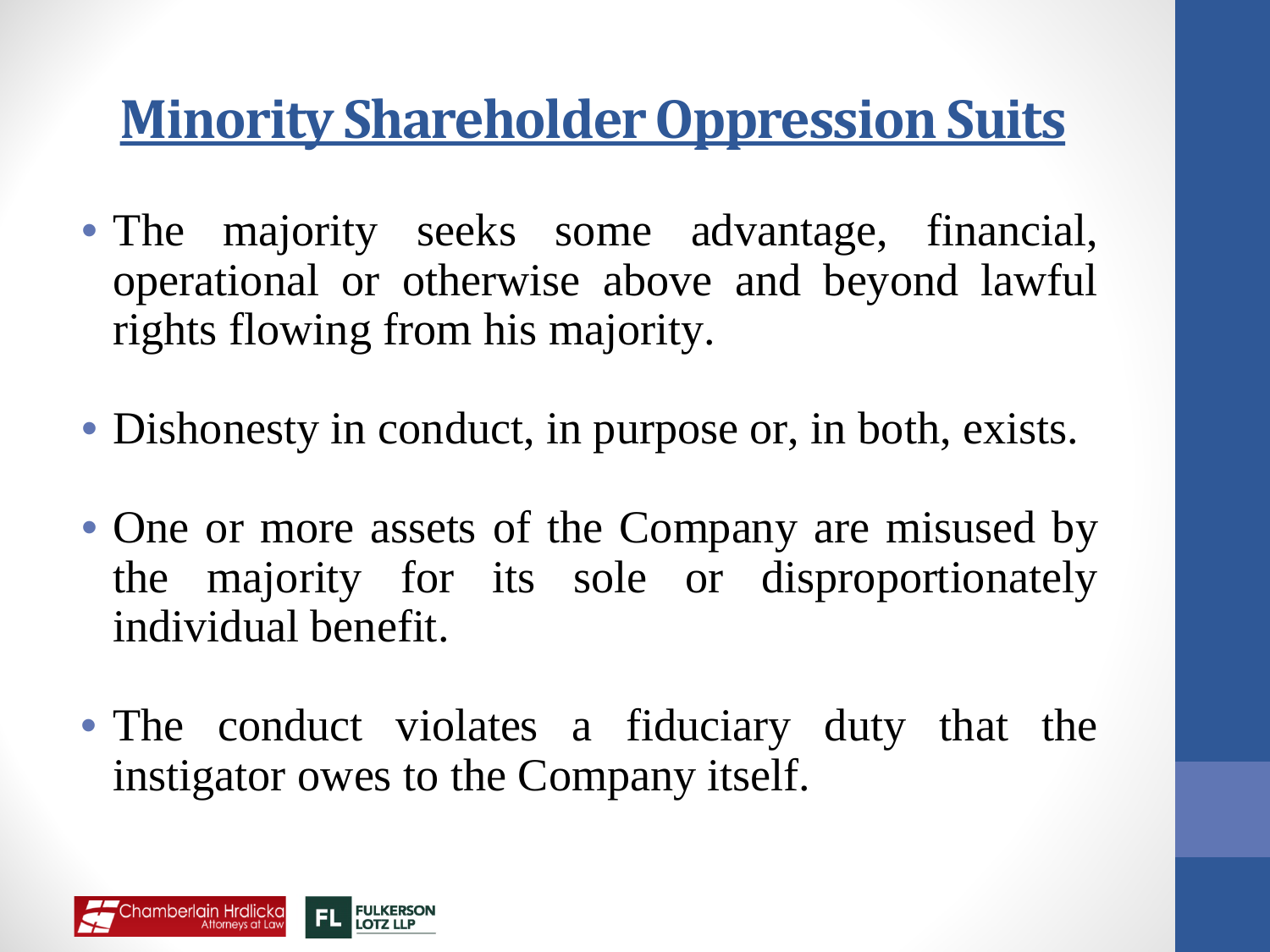# Minority Shareholder Oppression Suits

- The majority seeks some advantage, financial, operational or otherwise above and beyond lawful rights flowing from his majority.
- Dishonesty in conduct, in purpose or, in both, exists.
- One or more assets of the Company are misused by the majority for its sole or disproportionately individual benefit.
- The conduct violates a fiduciary duty that the instigator owes to the Company itself.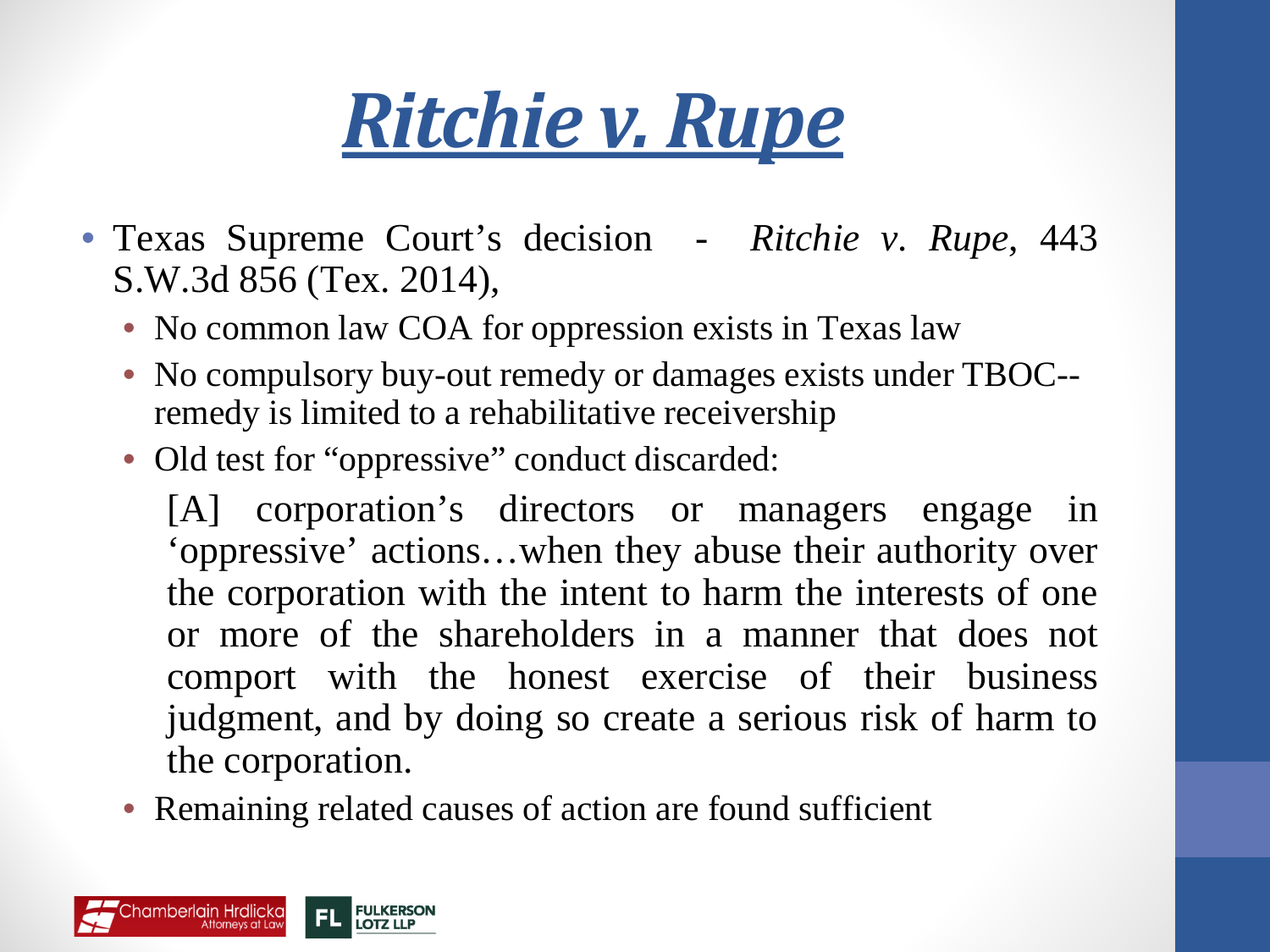# *Ritchie v. Rupe*

- Texas Supreme Court's decision - *Ritchie v. Rupe*, 443 S.W.3d 856 (Tex. 2014),
  - No common law COA for oppression exists in Texas law
  - No compulsory buy-out remedy or damages exists under TBOC--remedy is limited to a rehabilitative receivership
  - Old test for "oppressive" conduct discarded:

    [A] corporation's directors or managers engage in 'oppressive' actions…when they abuse their authority over the corporation with the intent to harm the interests of one or more of the shareholders in a manner that does not comport with the honest exercise of their business judgment, and by doing so create a serious risk of harm to the corporation.

  - Remaining related causes of action are found sufficient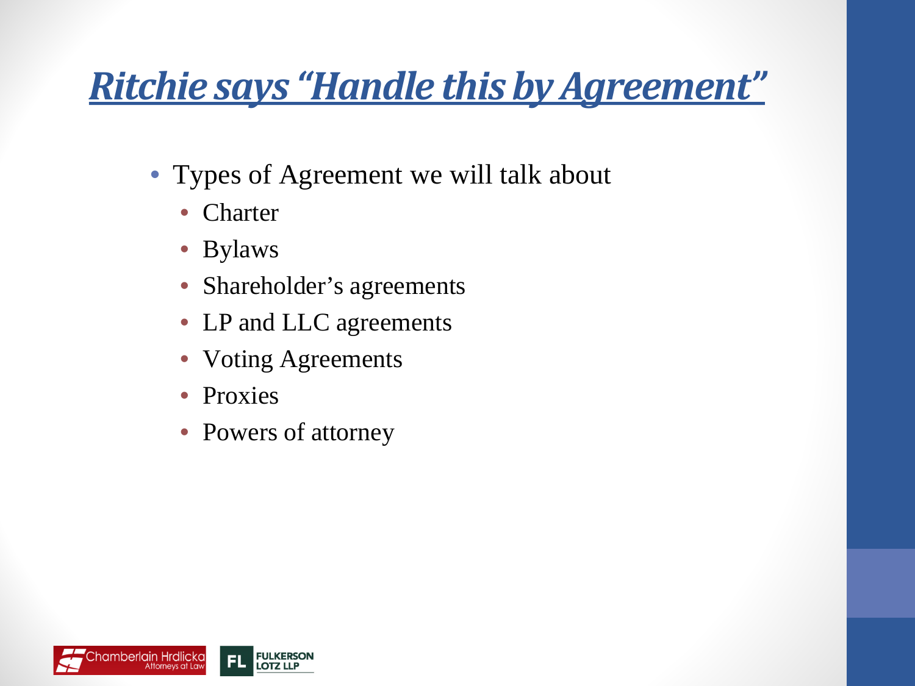## ***Ritchie says "Handle this by Agreement"***

- Types of Agreement we will talk about
  - Charter
  - Bylaws
  - Shareholder's agreements
  - LP and LLC agreements
  - Voting Agreements
  - Proxies
  - Powers of attorney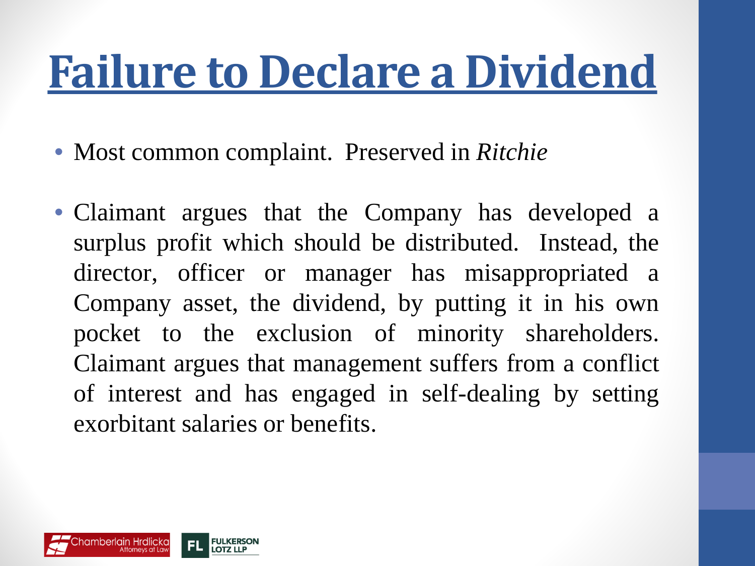# Failure to Declare a Dividend

- Most common complaint. Preserved in *Ritchie*
- Claimant argues that the Company has developed a surplus profit which should be distributed. Instead, the director, officer or manager has misappropriated a Company asset, the dividend, by putting it in his own pocket to the exclusion of minority shareholders. Claimant argues that management suffers from a conflict of interest and has engaged in self-dealing by setting exorbitant salaries or benefits.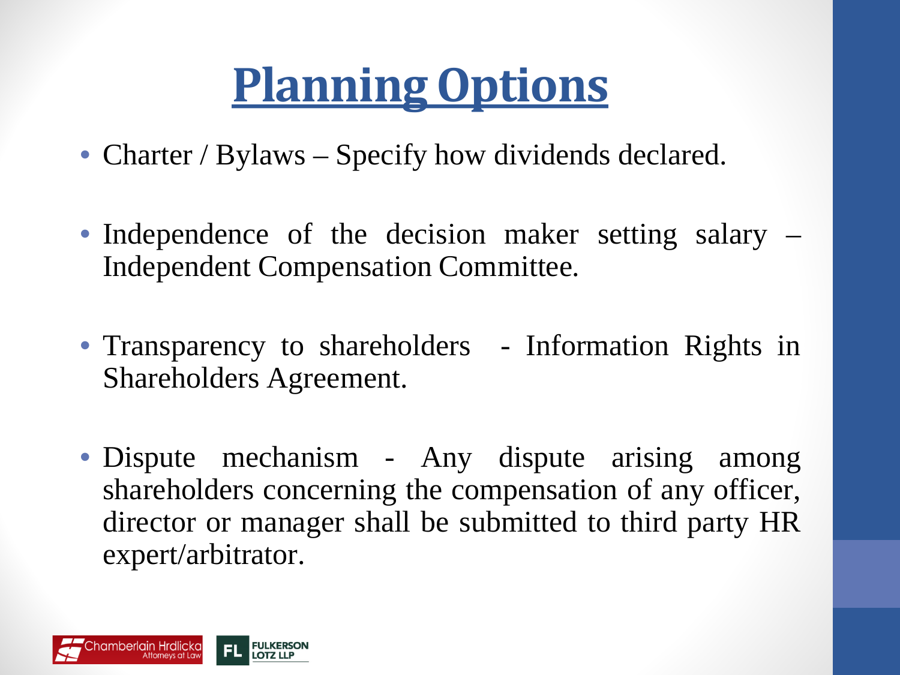# Planning Options

- Charter / Bylaws – Specify how dividends declared.
- Independence of the decision maker setting salary – Independent Compensation Committee.
- Transparency to shareholders - Information Rights in Shareholders Agreement.
- Dispute mechanism - Any dispute arising among shareholders concerning the compensation of any officer, director or manager shall be submitted to third party HR expert/arbitrator.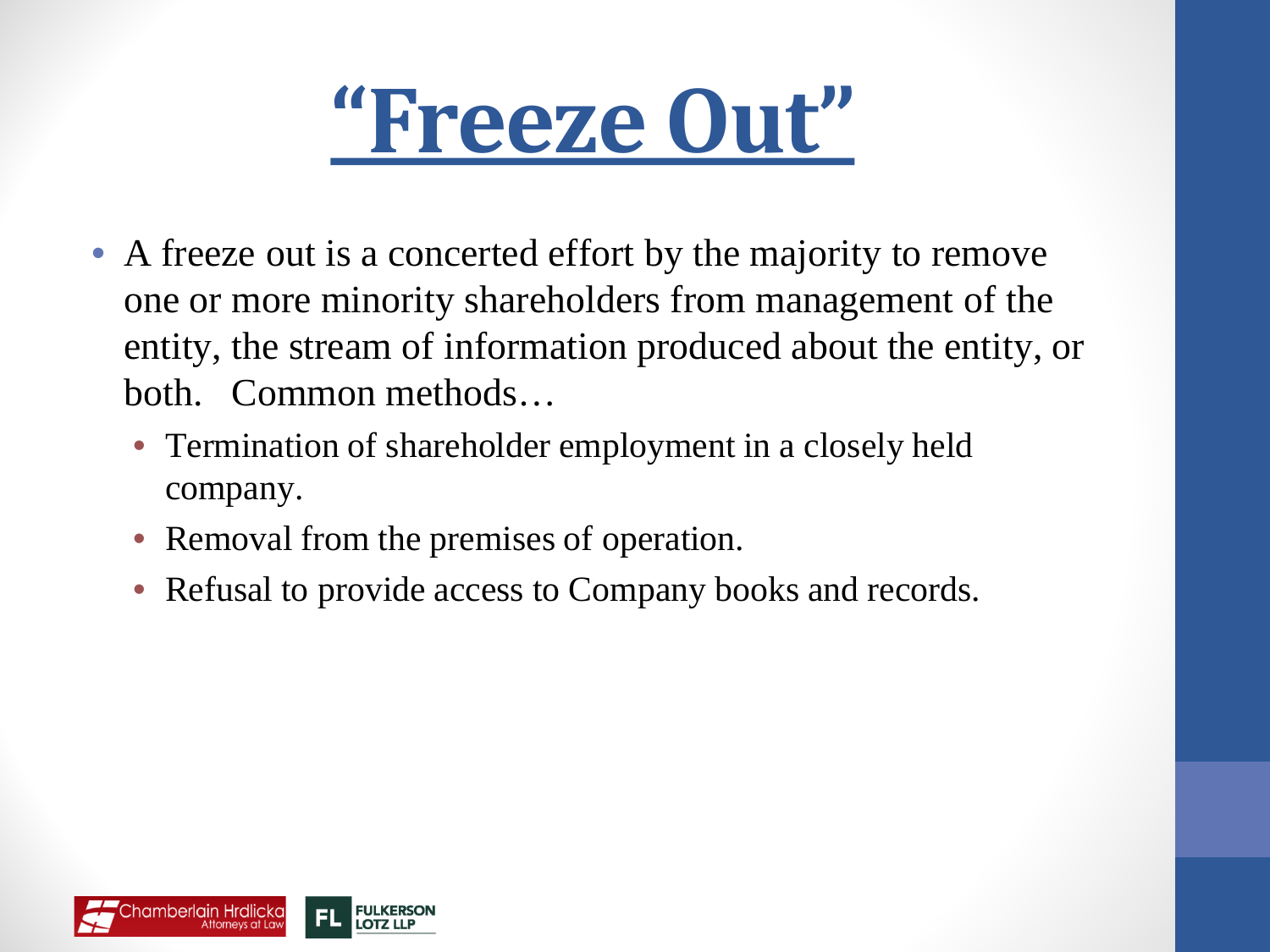# “Freeze Out”

- A freeze out is a concerted effort by the majority to remove one or more minority shareholders from management of the entity, the stream of information produced about the entity, or both. Common methods…
  - Termination of shareholder employment in a closely held company.
  - Removal from the premises of operation.
  - Refusal to provide access to Company books and records.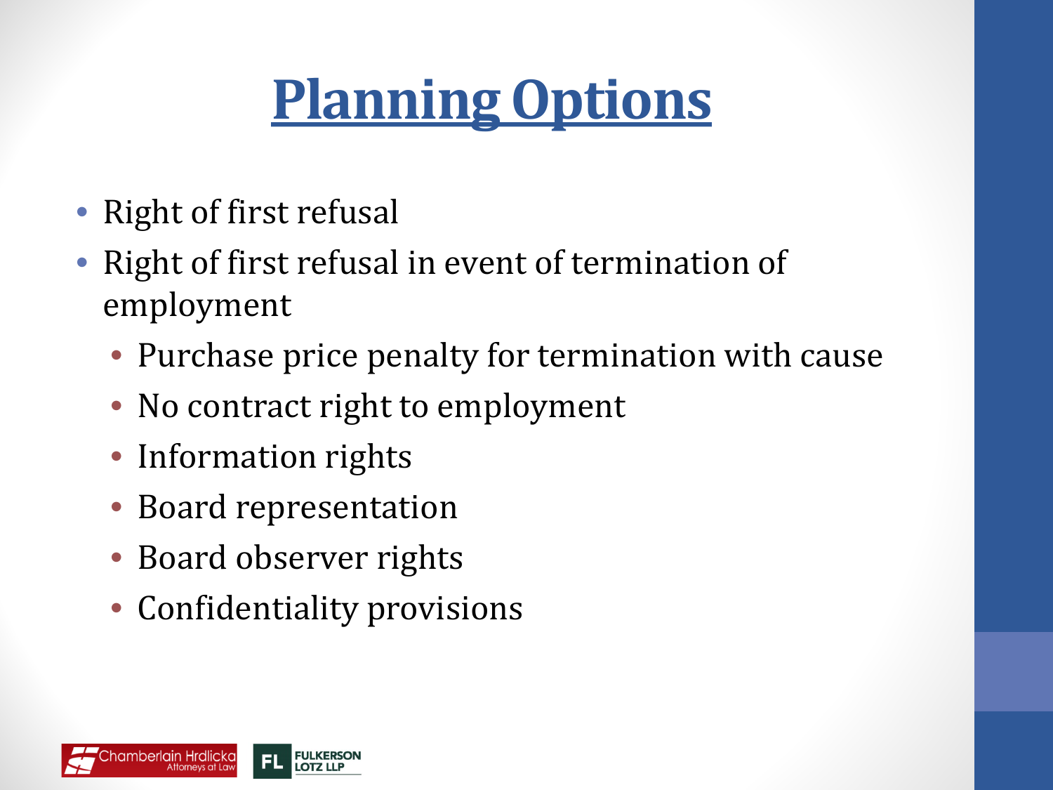# Planning Options

- Right of first refusal
- Right of first refusal in event of termination of employment
  - Purchase price penalty for termination with cause
  - No contract right to employment
  - Information rights
  - Board representation
  - Board observer rights
  - Confidentiality provisions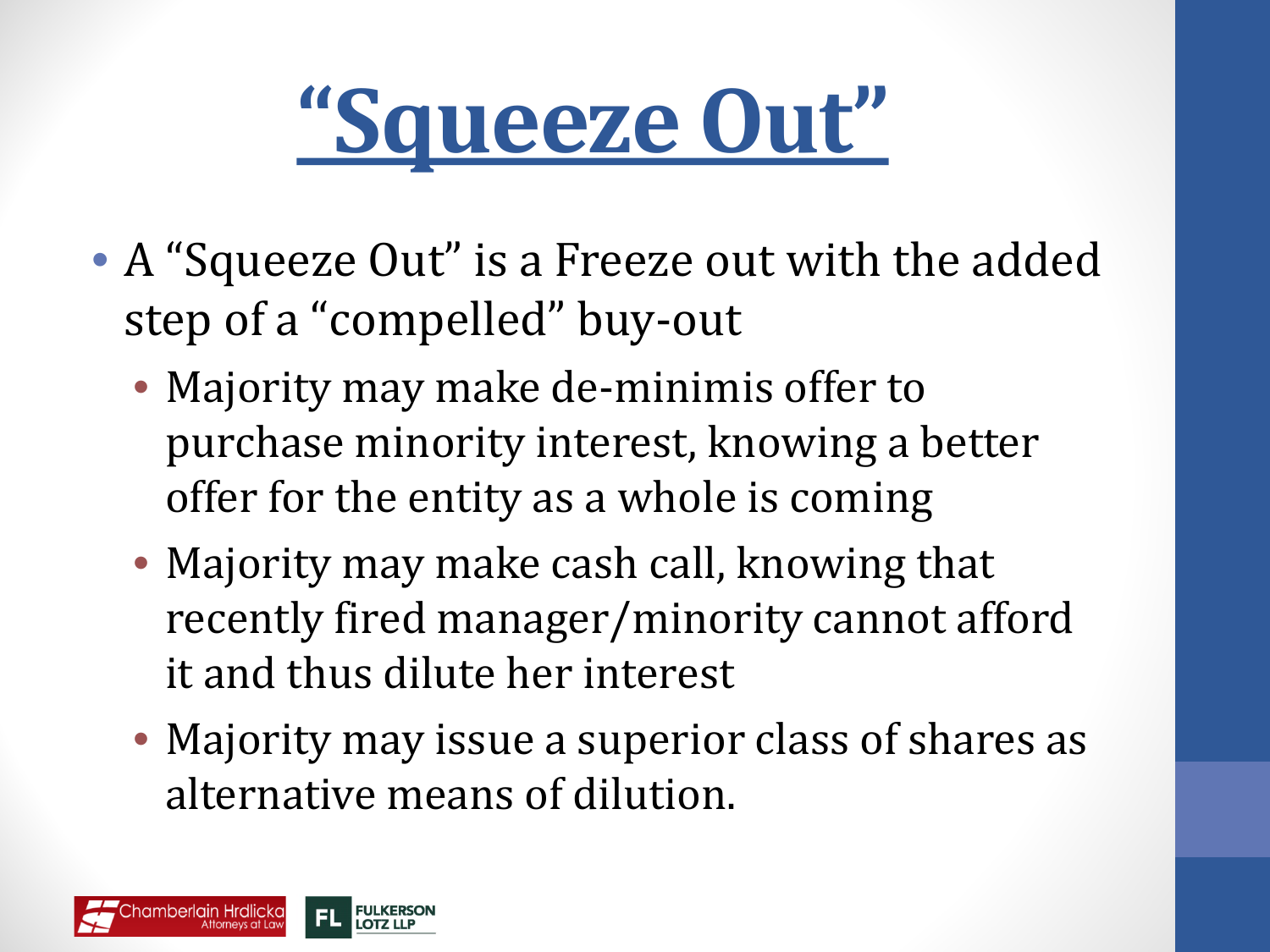# "Squeeze Out"

- A "Squeeze Out" is a Freeze out with the added step of a "compelled" buy-out
  - Majority may make de-minimis offer to purchase minority interest, knowing a better offer for the entity as a whole is coming
  - Majority may make cash call, knowing that recently fired manager/minority cannot afford it and thus dilute her interest
  - Majority may issue a superior class of shares as alternative means of dilution.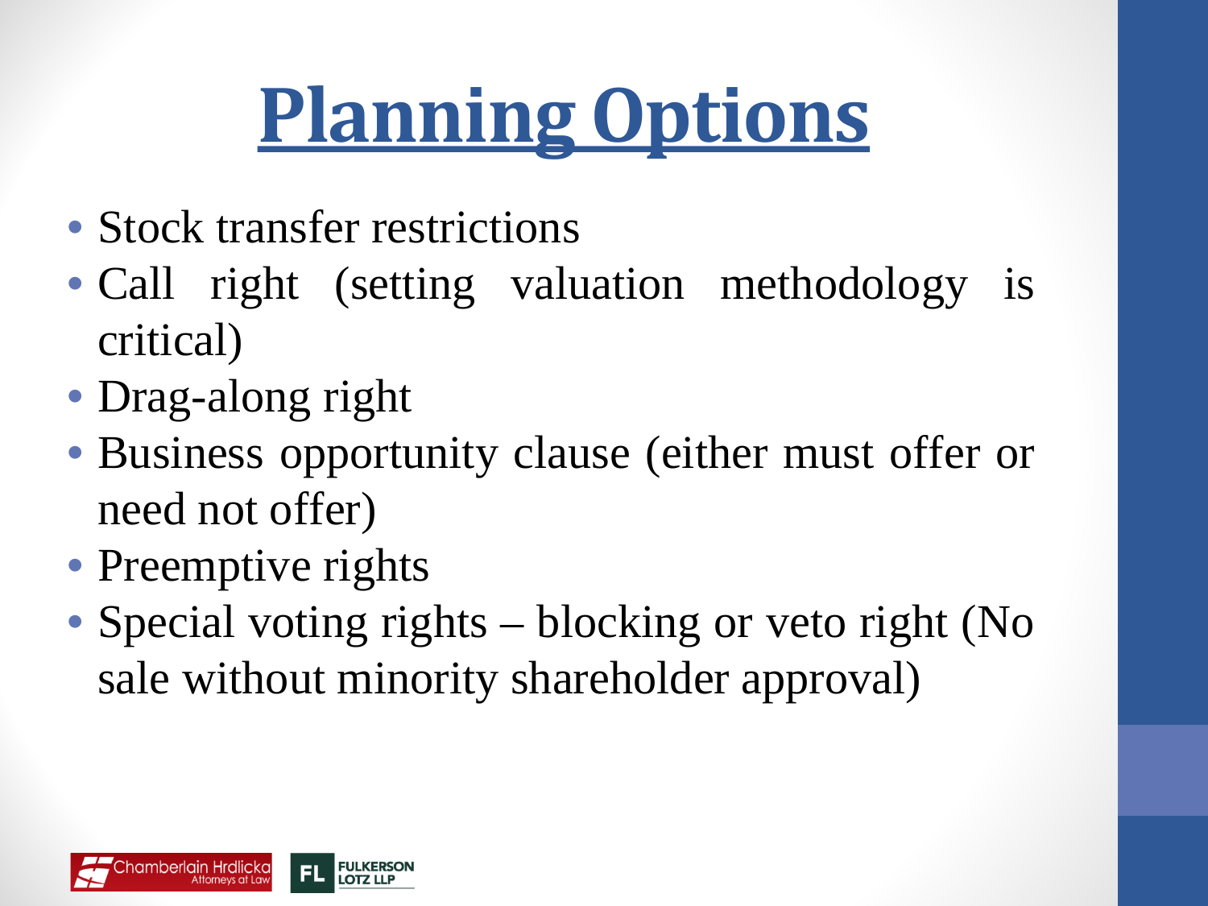# Planning Options

- Stock transfer restrictions
- Call right (setting valuation methodology is critical)
- Drag-along right
- Business opportunity clause (either must offer or need not offer)
- Preemptive rights
- Special voting rights – blocking or veto right (No sale without minority shareholder approval)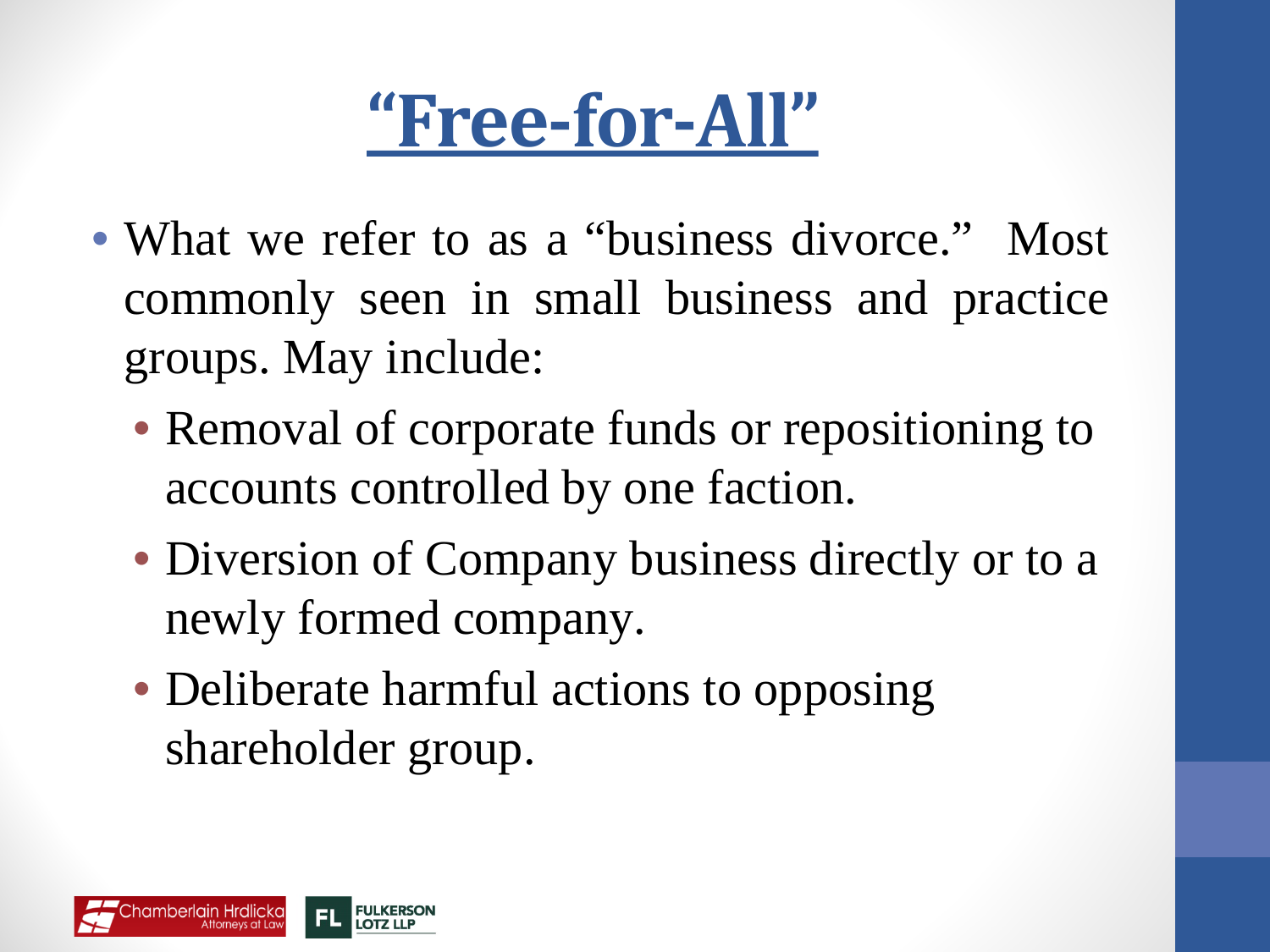# “Free-for-All”

- What we refer to as a “business divorce.” Most commonly seen in small business and practice groups. May include:
  - Removal of corporate funds or repositioning to accounts controlled by one faction.
  - Diversion of Company business directly or to a newly formed company.
  - Deliberate harmful actions to opposing shareholder group.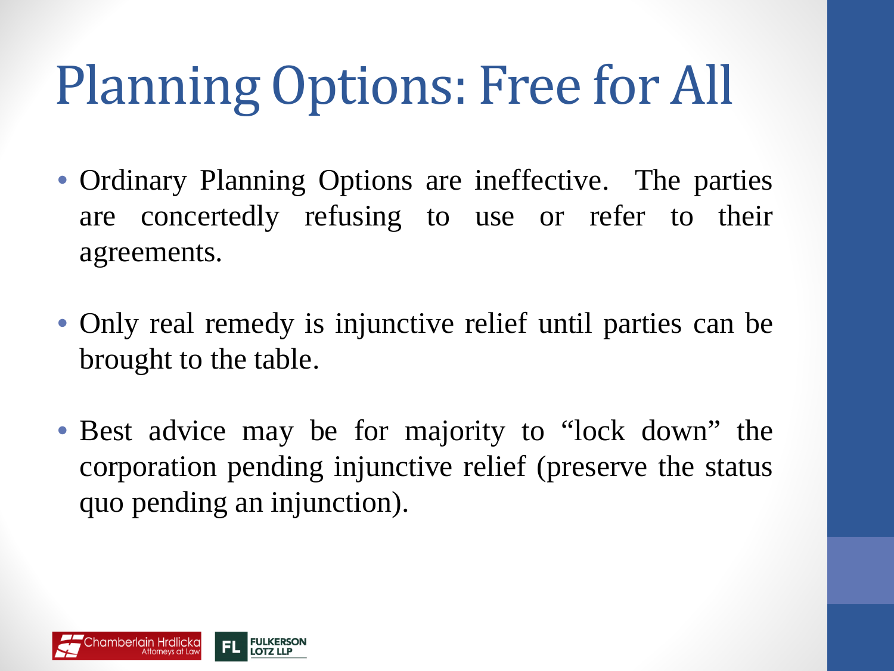# Planning Options: Free for All

- Ordinary Planning Options are ineffective. The parties are concertedly refusing to use or refer to their agreements.
- Only real remedy is injunctive relief until parties can be brought to the table.
- Best advice may be for majority to "lock down" the corporation pending injunctive relief (preserve the status quo pending an injunction).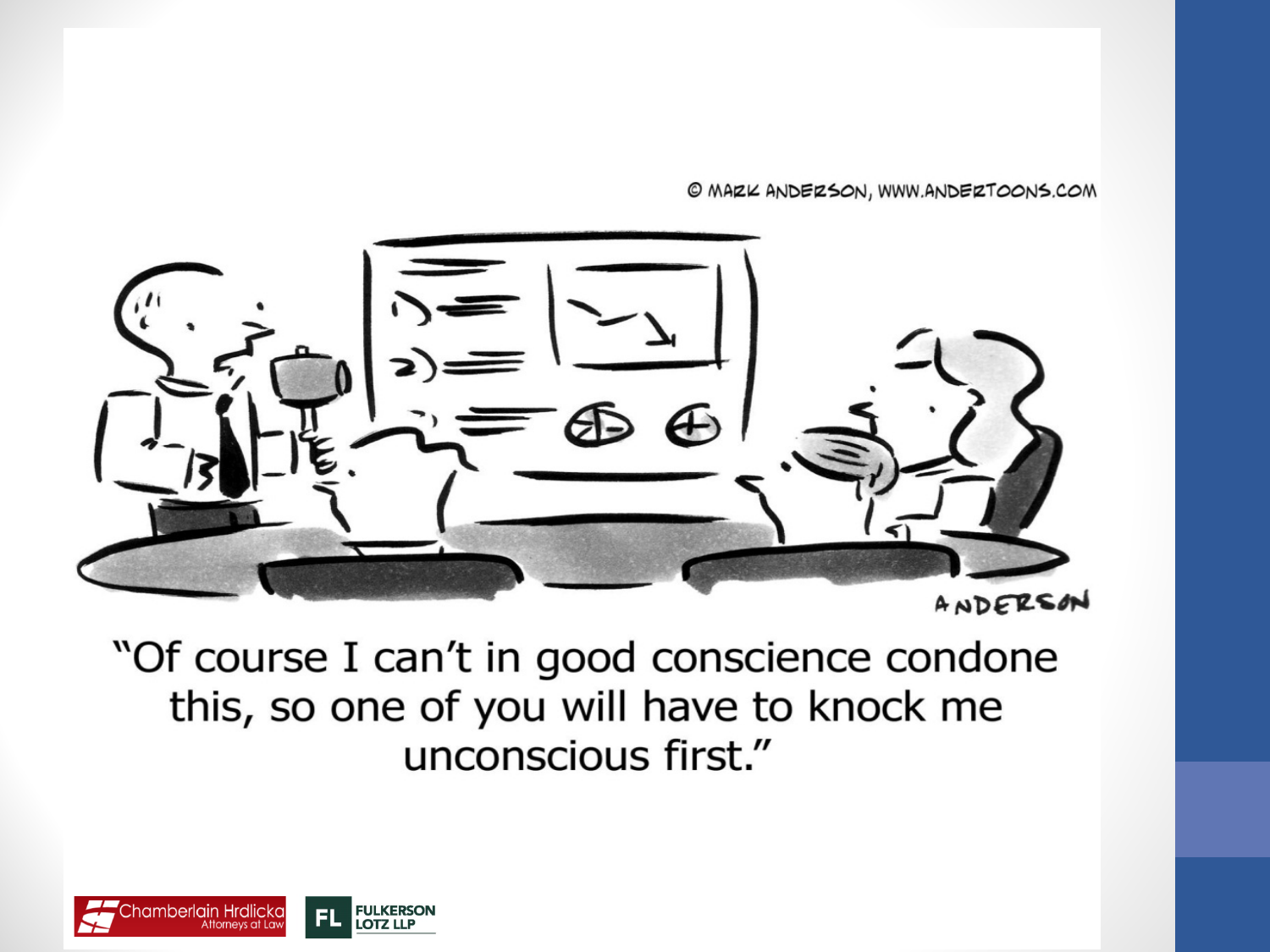© MARK ANDERSON, WWW.ANDERTOONS.COM

"Of course I can't in good conscience condone this, so one of you will have to knock me unconscious first."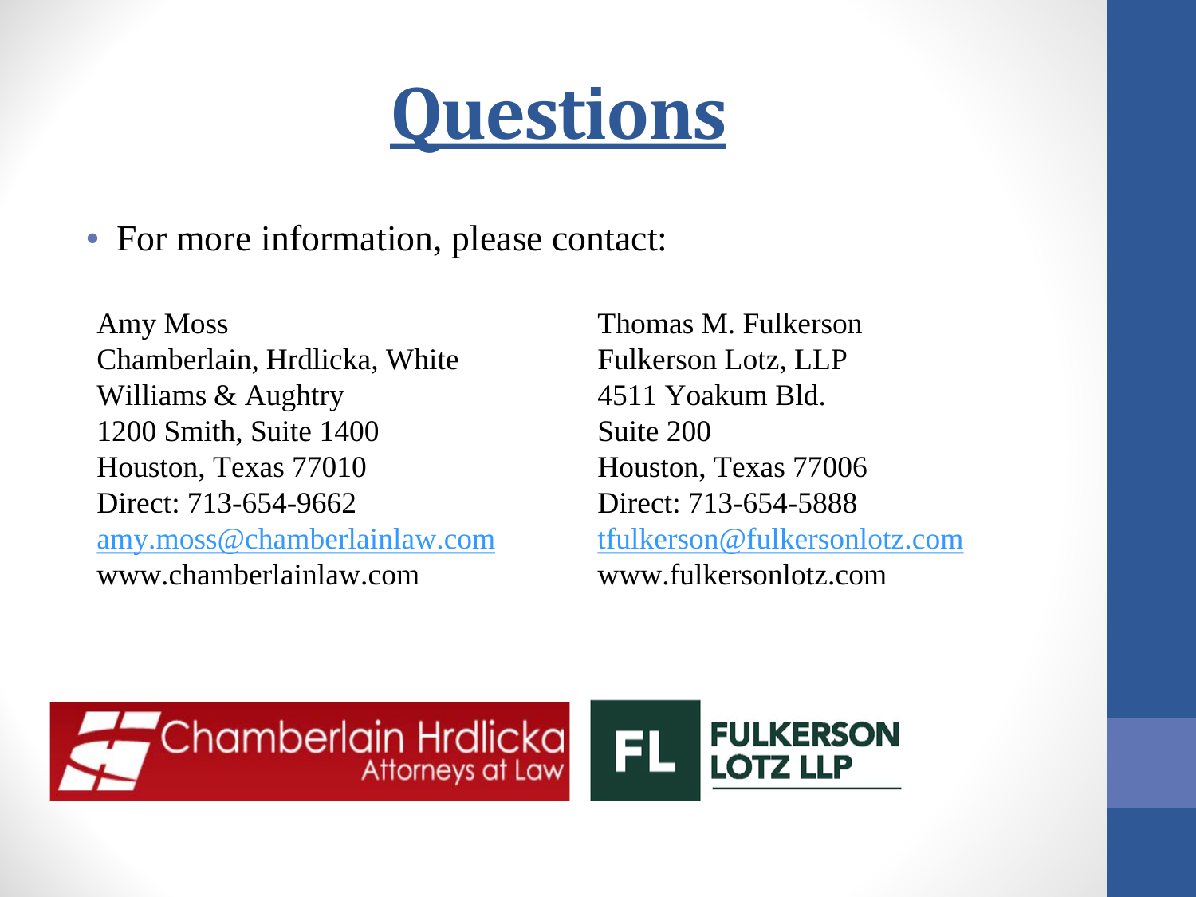# Questions

- For more information, please contact:

Amy Moss
Chamberlain, Hrdlicka, White
Williams & Aughtry
1200 Smith, Suite 1400
Houston, Texas 77010
Direct: 713-654-9662
amy.moss@chamberlainlaw.com
www.chamberlainlaw.com

Thomas M. Fulkerson
Fulkerson Lotz, LLP
4511 Yoakum Bld.
Suite 200
Houston, Texas 77006
Direct: 713-654-5888
tfulkerson@fulkersonlotz.com
www.fulkersonlotz.com

Chamberlain Hrdlicka
Attorneys at Law

FL FULKERSON LOTZ LLP